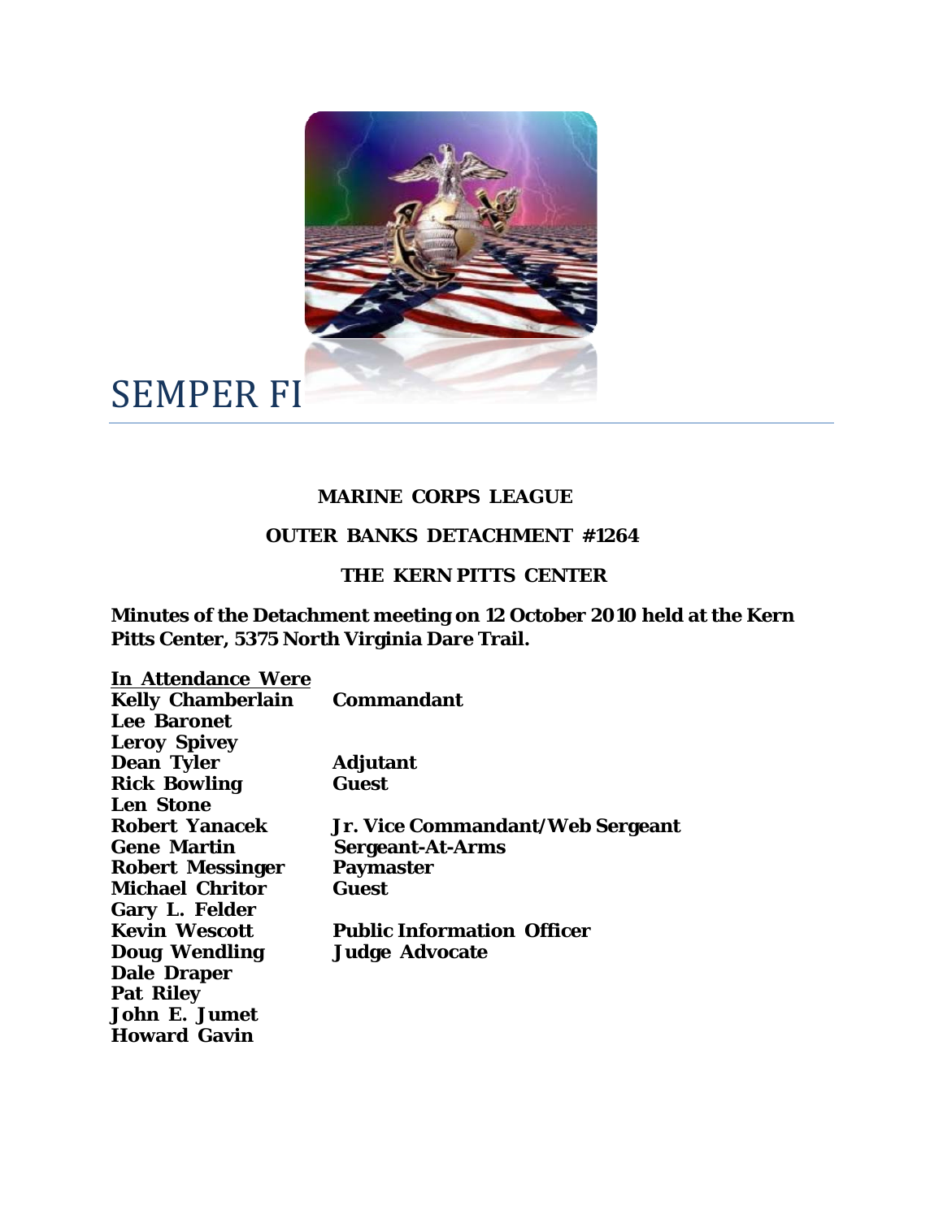# SEMPER FI

**MARINE CORPS LEAGUE**

**OUTER BANKS DETACHMENT #1264**

**THE KERN PITTS CENTER**

**Minutes of the Detachment meeting on 12 October 2010 held at the Kern Pitts Center, 5375 North Virginia Dare Trail.**

**<u>In Attendance Were</u>**

| | |
|---|---|
| **Kelly Chamberlain** | **Commandant** |
| **Lee Baronet** | |
| **Leroy Spivey** | |
| **Dean Tyler** | **Adjutant** |
| **Rick Bowling** | **Guest** |
| **Len Stone** | |
| **Robert Yanacek** | **Jr. Vice Commandant/Web Sergeant** |
| **Gene Martin** | **Sergeant-At-Arms** |
| **Robert Messinger** | **Paymaster** |
| **Michael Chritor** | **Guest** |
| **Gary L. Felder** | |
| **Kevin Wescott** | **Public Information Officer** |
| **Doug Wendling** | **Judge Advocate** |
| **Dale Draper** | |
| **Pat Riley** | |
| **John E. Jumet** | |
| **Howard Gavin** | |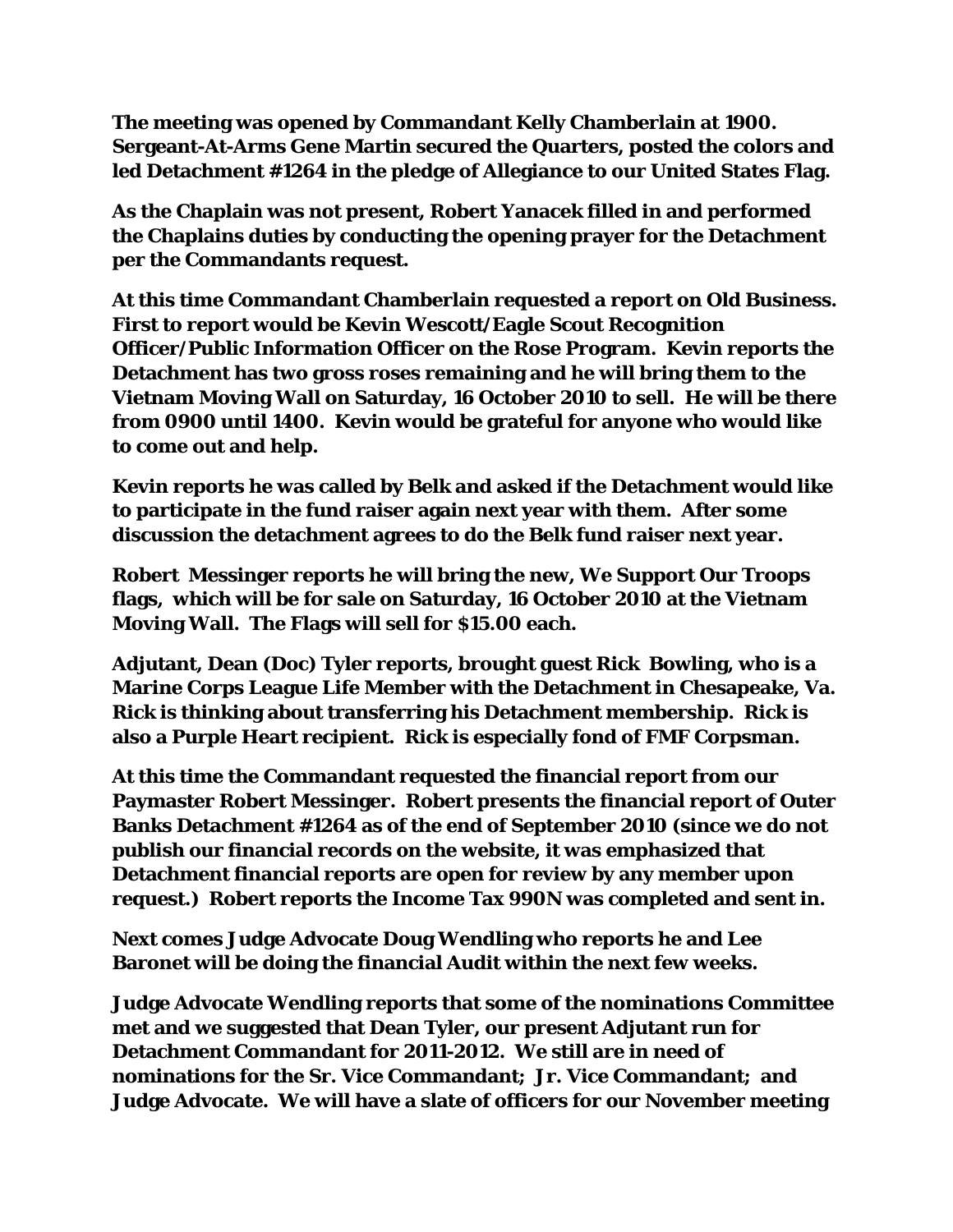**The meeting was opened by Commandant Kelly Chamberlain at 1900. Sergeant-At-Arms Gene Martin secured the Quarters, posted the colors and led Detachment #1264 in the pledge of Allegiance to our United States Flag.**

**As the Chaplain was not present, Robert Yanacek filled in and performed the Chaplains duties by conducting the opening prayer for the Detachment per the Commandants request.**

**At this time Commandant Chamberlain requested a report on Old Business. First to report would be Kevin Wescott/Eagle Scout Recognition Officer/Public Information Officer on the Rose Program. Kevin reports the Detachment has two gross roses remaining and he will bring them to the Vietnam Moving Wall on Saturday, 16 October 2010 to sell. He will be there from 0900 until 1400. Kevin would be grateful for anyone who would like to come out and help.**

**Kevin reports he was called by Belk and asked if the Detachment would like to participate in the fund raiser again next year with them. After some discussion the detachment agrees to do the Belk fund raiser next year.**

**Robert Messinger reports he will bring the new, We Support Our Troops flags, which will be for sale on Saturday, 16 October 2010 at the Vietnam Moving Wall. The Flags will sell for $15.00 each.**

**Adjutant, Dean (Doc) Tyler reports, brought guest Rick Bowling, who is a Marine Corps League Life Member with the Detachment in Chesapeake, Va. Rick is thinking about transferring his Detachment membership. Rick is also a Purple Heart recipient. Rick is especially fond of FMF Corpsman.**

**At this time the Commandant requested the financial report from our Paymaster Robert Messinger. Robert presents the financial report of Outer Banks Detachment #1264 as of the end of September 2010 (since we do not publish our financial records on the website, it was emphasized that Detachment financial reports are open for review by any member upon request.) Robert reports the Income Tax 990N was completed and sent in.**

**Next comes Judge Advocate Doug Wendling who reports he and Lee Baronet will be doing the financial Audit within the next few weeks.**

**Judge Advocate Wendling reports that some of the nominations Committee met and we suggested that Dean Tyler, our present Adjutant run for Detachment Commandant for 2011-2012. We still are in need of nominations for the Sr. Vice Commandant; Jr. Vice Commandant; and Judge Advocate. We will have a slate of officers for our November meeting**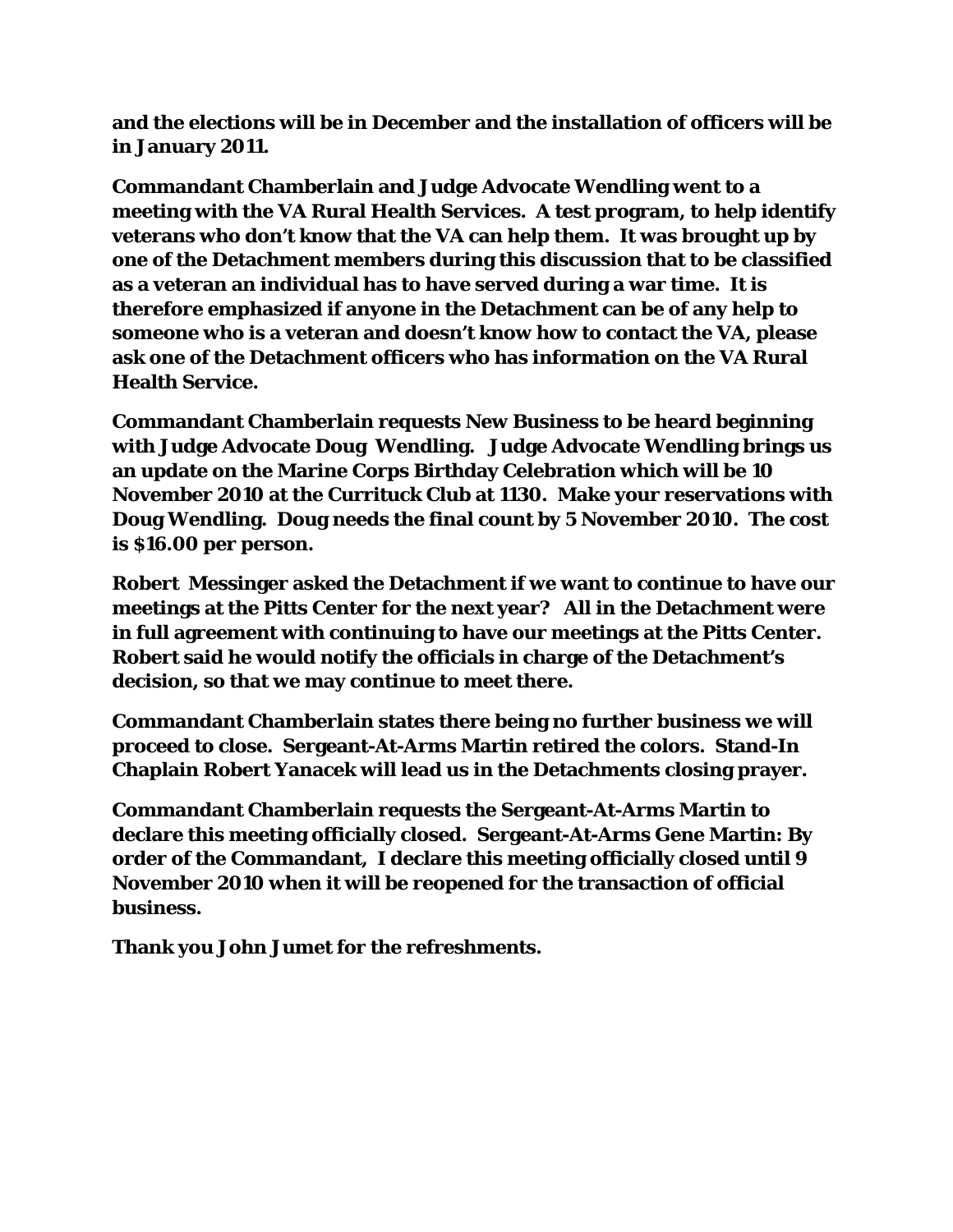**and the elections will be in December and the installation of officers will be in January 2011.**

**Commandant Chamberlain and Judge Advocate Wendling went to a meeting with the VA Rural Health Services. A test program, to help identify veterans who don't know that the VA can help them. It was brought up by one of the Detachment members during this discussion that to be classified as a veteran an individual has to have served during a war time. It is therefore emphasized if anyone in the Detachment can be of any help to someone who is a veteran and doesn't know how to contact the VA, please ask one of the Detachment officers who has information on the VA Rural Health Service.**

**Commandant Chamberlain requests New Business to be heard beginning with Judge Advocate Doug Wendling. Judge Advocate Wendling brings us an update on the Marine Corps Birthday Celebration which will be 10 November 2010 at the Currituck Club at 1130. Make your reservations with Doug Wendling. Doug needs the final count by 5 November 2010. The cost is $16.00 per person.**

**Robert Messinger asked the Detachment if we want to continue to have our meetings at the Pitts Center for the next year? All in the Detachment were in full agreement with continuing to have our meetings at the Pitts Center. Robert said he would notify the officials in charge of the Detachment's decision, so that we may continue to meet there.**

**Commandant Chamberlain states there being no further business we will proceed to close. Sergeant-At-Arms Martin retired the colors. Stand-In Chaplain Robert Yanacek will lead us in the Detachments closing prayer.**

**Commandant Chamberlain requests the Sergeant-At-Arms Martin to declare this meeting officially closed. Sergeant-At-Arms Gene Martin: By order of the Commandant, I declare this meeting officially closed until 9 November 2010 when it will be reopened for the transaction of official business.**

**Thank you John Jumet for the refreshments.**